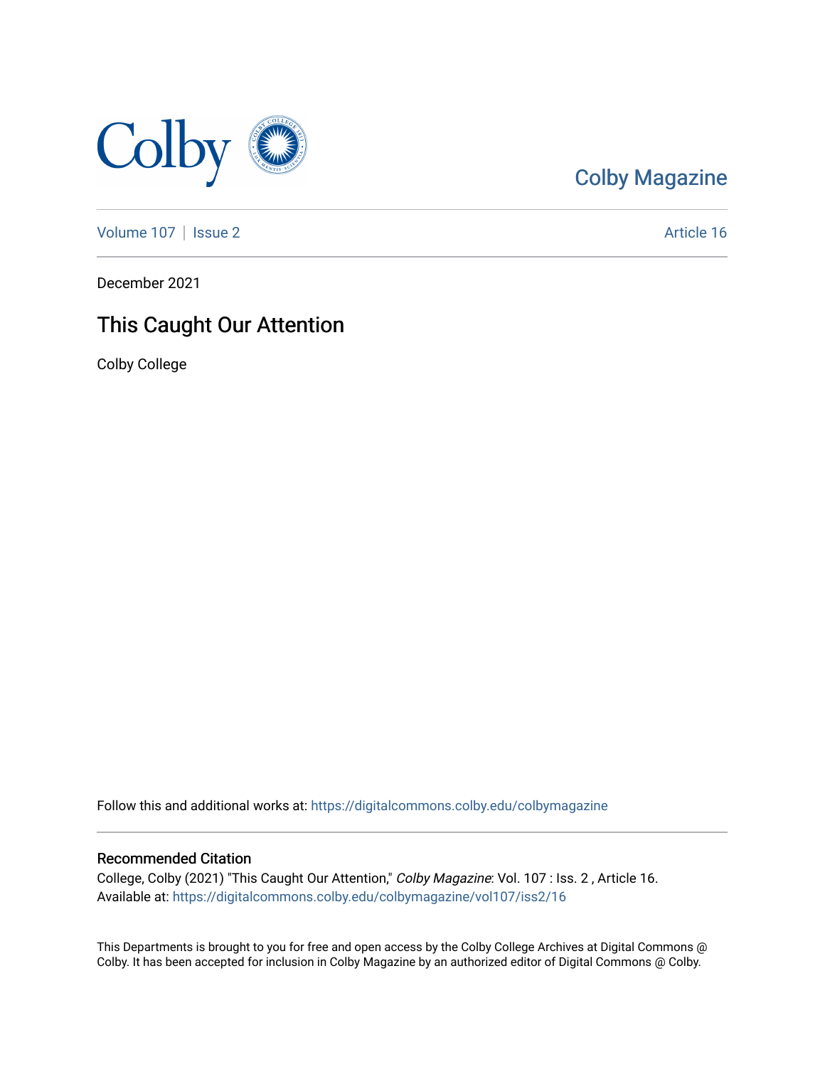Colby Magazine

Volume 107 | Issue 2 Article 16

December 2021

# This Caught Our Attention

Colby College

Follow this and additional works at: https://digitalcommons.colby.edu/colbymagazine

## Recommended Citation

College, Colby (2021) "This Caught Our Attention," *Colby Magazine*: Vol. 107 : Iss. 2 , Article 16.
Available at: https://digitalcommons.colby.edu/colbymagazine/vol107/iss2/16

This Departments is brought to you for free and open access by the Colby College Archives at Digital Commons @ Colby. It has been accepted for inclusion in Colby Magazine by an authorized editor of Digital Commons @ Colby.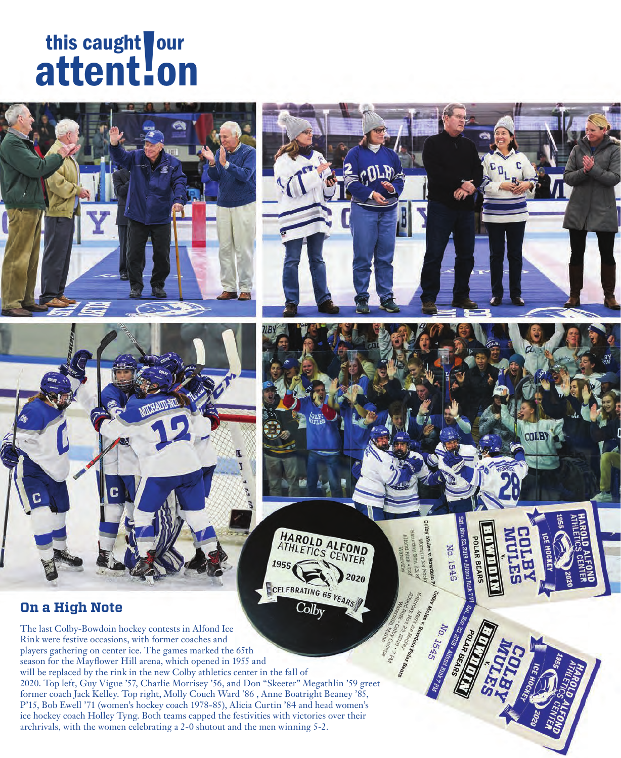# this caught our attent!on

## On a High Note

The last Colby-Bowdoin hockey contests in Alfond Ice Rink were festive occasions, with former coaches and players gathering on center ice. The games marked the 65th season for the Mayflower Hill arena, which opened in 1955 and will be replaced by the rink in the new Colby athletics center in the fall of 2020. Top left, Guy Vigue '57, Charlie Morrisey '56, and Don "Skeeter" Megathlin '59 greet former coach Jack Kelley. Top right, Molly Couch Ward '86 , Anne Boatright Beaney '85, P'15, Bob Ewell '71 (women's hockey coach 1978-85), Alicia Curtin '84 and head women's ice hockey coach Holley Tyng. Both teams capped the festivities with victories over their archrivals, with the women celebrating a 2-0 shutout and the men winning 5-2.